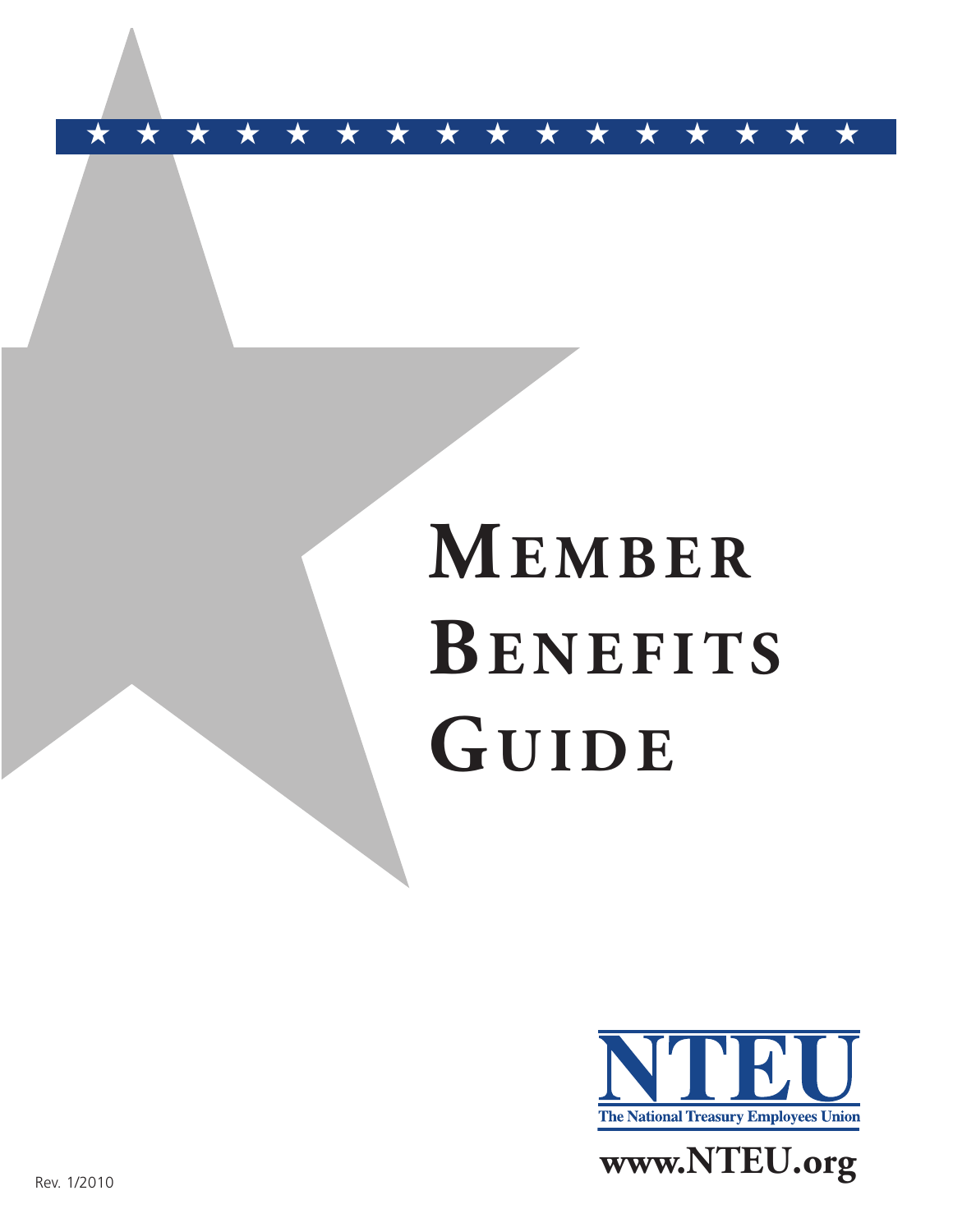# MEMBER BENEFITS GUIDE

NTEU

The National Treasury Employees Union

www.NTEU.org

Rev. 1/2010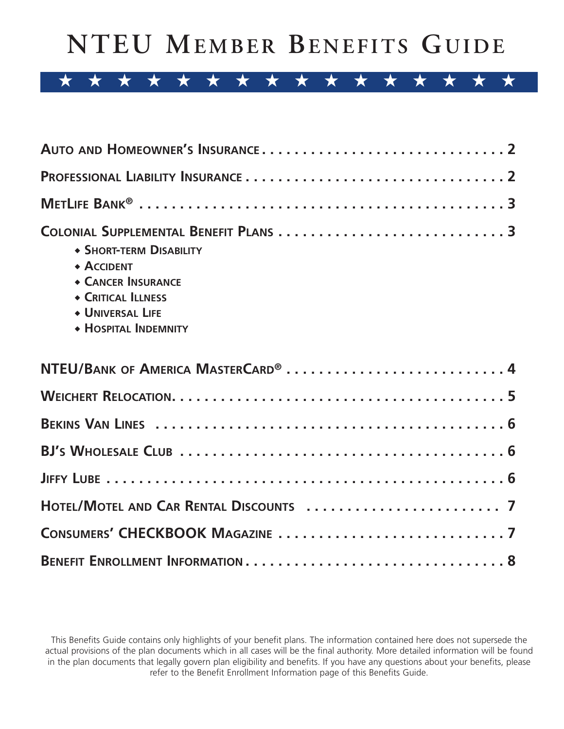# NTEU Member Benefits Guide

| | |
|---|---|
| **Auto and Homeowner's Insurance** | **2** |
| **Professional Liability Insurance** | **2** |
| **MetLife Bank®** | **3** |
| **Colonial Supplemental Benefit Plans** | **3** |
| ◆ **Short-term Disability** | |
| ◆ **Accident** | |
| ◆ **Cancer Insurance** | |
| ◆ **Critical Illness** | |
| ◆ **Universal Life** | |
| ◆ **Hospital Indemnity** | |
| **NTEU/Bank of America MasterCard®** | **4** |
| **Weichert Relocation** | **5** |
| **Bekins Van Lines** | **6** |
| **BJ's Wholesale Club** | **6** |
| **Jiffy Lube** | **6** |
| **Hotel/Motel and Car Rental Discounts** | **7** |
| **Consumers' CHECKBOOK Magazine** | **7** |
| **Benefit Enrollment Information** | **8** |

This Benefits Guide contains only highlights of your benefit plans. The information contained here does not supersede the actual provisions of the plan documents which in all cases will be the final authority. More detailed information will be found in the plan documents that legally govern plan eligibility and benefits. If you have any questions about your benefits, please refer to the Benefit Enrollment Information page of this Benefits Guide.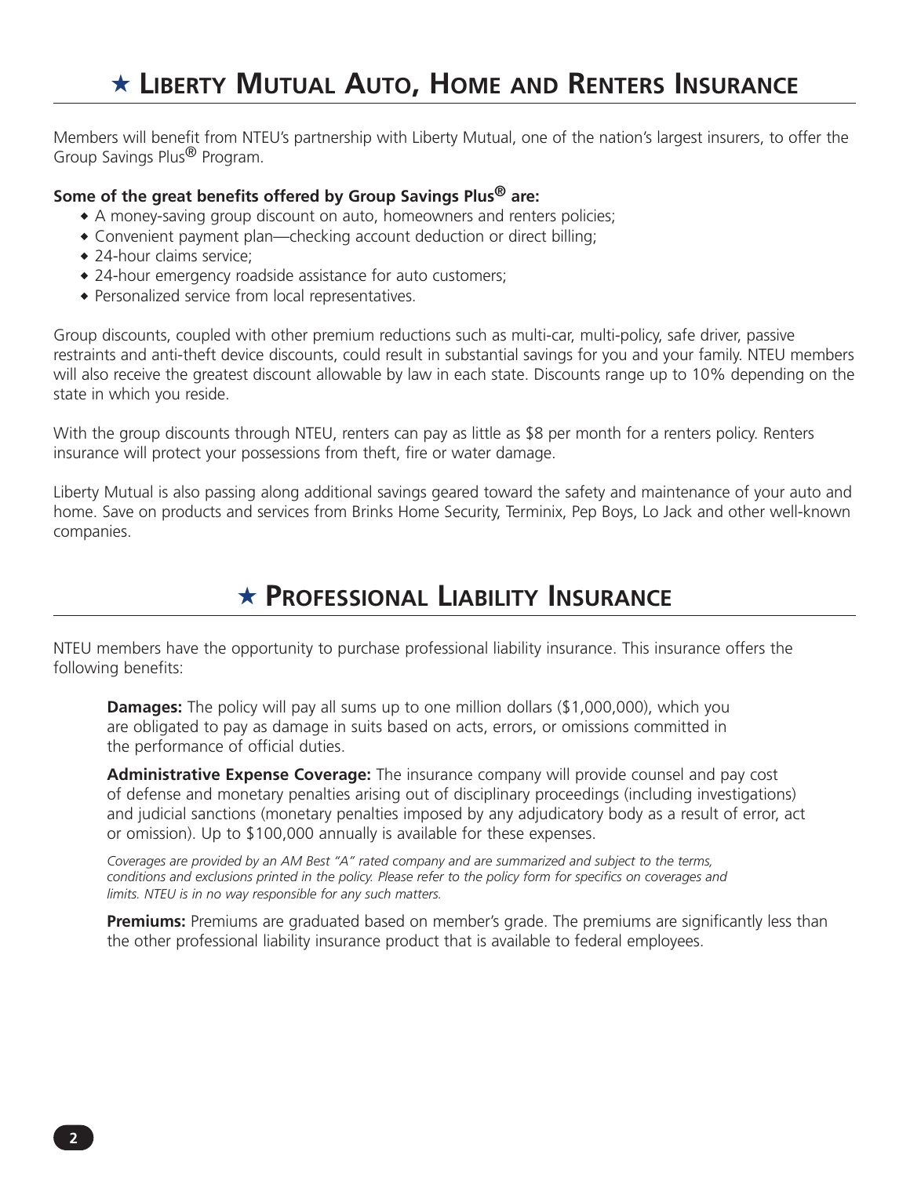# ★ Liberty Mutual Auto, Home and Renters Insurance

Members will benefit from NTEU's partnership with Liberty Mutual, one of the nation's largest insurers, to offer the Group Savings Plus® Program.

**Some of the great benefits offered by Group Savings Plus® are:**

- A money-saving group discount on auto, homeowners and renters policies;
- Convenient payment plan—checking account deduction or direct billing;
- 24-hour claims service;
- 24-hour emergency roadside assistance for auto customers;
- Personalized service from local representatives.

Group discounts, coupled with other premium reductions such as multi-car, multi-policy, safe driver, passive restraints and anti-theft device discounts, could result in substantial savings for you and your family. NTEU members will also receive the greatest discount allowable by law in each state. Discounts range up to 10% depending on the state in which you reside.

With the group discounts through NTEU, renters can pay as little as $8 per month for a renters policy. Renters insurance will protect your possessions from theft, fire or water damage.

Liberty Mutual is also passing along additional savings geared toward the safety and maintenance of your auto and home. Save on products and services from Brinks Home Security, Terminix, Pep Boys, Lo Jack and other well-known companies.

# ★ Professional Liability Insurance

NTEU members have the opportunity to purchase professional liability insurance. This insurance offers the following benefits:

**Damages:** The policy will pay all sums up to one million dollars ($1,000,000), which you are obligated to pay as damage in suits based on acts, errors, or omissions committed in the performance of official duties.

**Administrative Expense Coverage:** The insurance company will provide counsel and pay cost of defense and monetary penalties arising out of disciplinary proceedings (including investigations) and judicial sanctions (monetary penalties imposed by any adjudicatory body as a result of error, act or omission). Up to $100,000 annually is available for these expenses.

*Coverages are provided by an AM Best "A" rated company and are summarized and subject to the terms, conditions and exclusions printed in the policy. Please refer to the policy form for specifics on coverages and limits. NTEU is in no way responsible for any such matters.*

**Premiums:** Premiums are graduated based on member's grade. The premiums are significantly less than the other professional liability insurance product that is available to federal employees.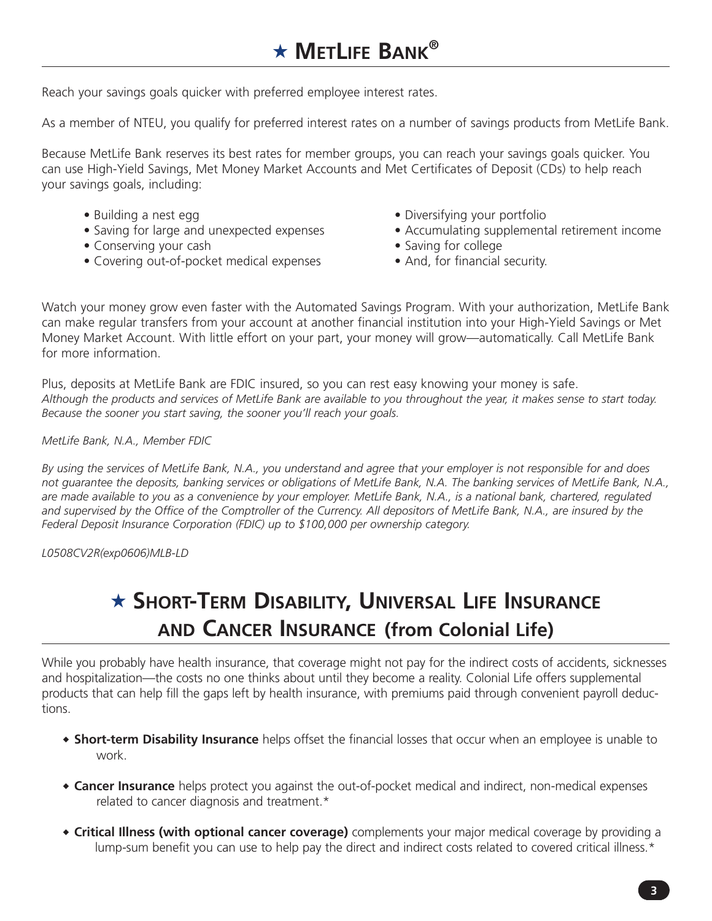# ★ MetLife Bank®

Reach your savings goals quicker with preferred employee interest rates.

As a member of NTEU, you qualify for preferred interest rates on a number of savings products from MetLife Bank.

Because MetLife Bank reserves its best rates for member groups, you can reach your savings goals quicker. You can use High-Yield Savings, Met Money Market Accounts and Met Certificates of Deposit (CDs) to help reach your savings goals, including:

- Building a nest egg
- Saving for large and unexpected expenses
- Conserving your cash
- Covering out-of-pocket medical expenses
- Diversifying your portfolio
- Accumulating supplemental retirement income
- Saving for college
- And, for financial security.

Watch your money grow even faster with the Automated Savings Program. With your authorization, MetLife Bank can make regular transfers from your account at another financial institution into your High-Yield Savings or Met Money Market Account. With little effort on your part, your money will grow—automatically. Call MetLife Bank for more information.

Plus, deposits at MetLife Bank are FDIC insured, so you can rest easy knowing your money is safe.
*Although the products and services of MetLife Bank are available to you throughout the year, it makes sense to start today. Because the sooner you start saving, the sooner you'll reach your goals.*

*MetLife Bank, N.A., Member FDIC*

*By using the services of MetLife Bank, N.A., you understand and agree that your employer is not responsible for and does not guarantee the deposits, banking services or obligations of MetLife Bank, N.A. The banking services of MetLife Bank, N.A., are made available to you as a convenience by your employer. MetLife Bank, N.A., is a national bank, chartered, regulated and supervised by the Office of the Comptroller of the Currency. All depositors of MetLife Bank, N.A., are insured by the Federal Deposit Insurance Corporation (FDIC) up to $100,000 per ownership category.*

*L0508CV2R(exp0606)MLB-LD*

# ★ Short-Term Disability, Universal Life Insurance and Cancer Insurance (from Colonial Life)

While you probably have health insurance, that coverage might not pay for the indirect costs of accidents, sicknesses and hospitalization—the costs no one thinks about until they become a reality. Colonial Life offers supplemental products that can help fill the gaps left by health insurance, with premiums paid through convenient payroll deductions.

- **Short-term Disability Insurance** helps offset the financial losses that occur when an employee is unable to work.
- **Cancer Insurance** helps protect you against the out-of-pocket medical and indirect, non-medical expenses related to cancer diagnosis and treatment.*
- **Critical Illness (with optional cancer coverage)** complements your major medical coverage by providing a lump-sum benefit you can use to help pay the direct and indirect costs related to covered critical illness.*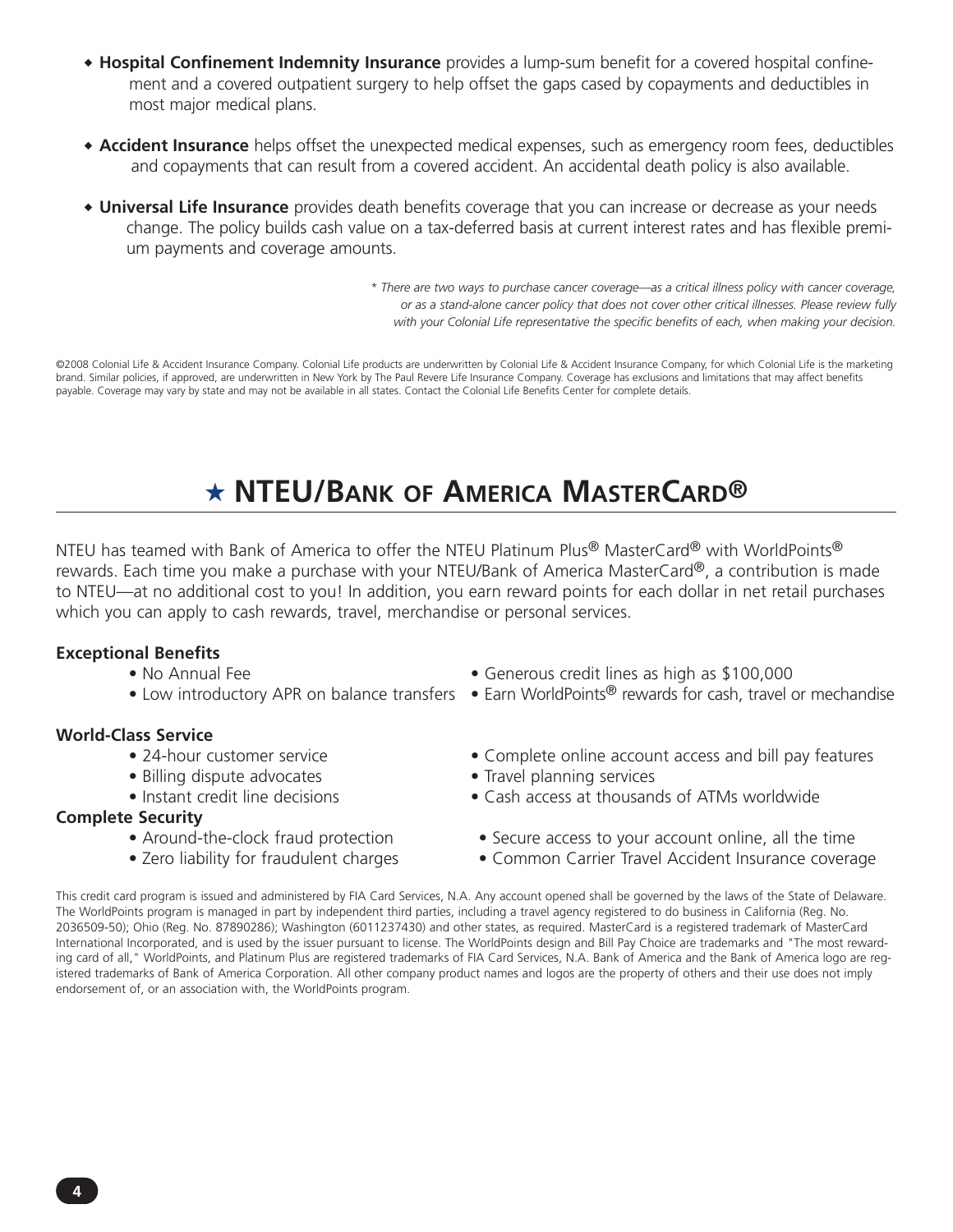- **Hospital Confinement Indemnity Insurance** provides a lump-sum benefit for a covered hospital confinement and a covered outpatient surgery to help offset the gaps cased by copayments and deductibles in most major medical plans.
- **Accident Insurance** helps offset the unexpected medical expenses, such as emergency room fees, deductibles and copayments that can result from a covered accident. An accidental death policy is also available.
- **Universal Life Insurance** provides death benefits coverage that you can increase or decrease as your needs change. The policy builds cash value on a tax-deferred basis at current interest rates and has flexible premium payments and coverage amounts.

*\* There are two ways to purchase cancer coverage—as a critical illness policy with cancer coverage, or as a stand-alone cancer policy that does not cover other critical illnesses. Please review fully with your Colonial Life representative the specific benefits of each, when making your decision.*

©2008 Colonial Life & Accident Insurance Company. Colonial Life products are underwritten by Colonial Life & Accident Insurance Company, for which Colonial Life is the marketing brand. Similar policies, if approved, are underwritten in New York by The Paul Revere Life Insurance Company. Coverage has exclusions and limitations that may affect benefits payable. Coverage may vary by state and may not be available in all states. Contact the Colonial Life Benefits Center for complete details.

# ★ NTEU/Bank of America MasterCard®

NTEU has teamed with Bank of America to offer the NTEU Platinum Plus® MasterCard® with WorldPoints® rewards. Each time you make a purchase with your NTEU/Bank of America MasterCard®, a contribution is made to NTEU—at no additional cost to you! In addition, you earn reward points for each dollar in net retail purchases which you can apply to cash rewards, travel, merchandise or personal services.

**Exceptional Benefits**

- No Annual Fee
- Low introductory APR on balance transfers
- Generous credit lines as high as $100,000
- Earn WorldPoints® rewards for cash, travel or mechandise

**World-Class Service**

- 24-hour customer service
- Billing dispute advocates
- Instant credit line decisions
- Complete online account access and bill pay features
- Travel planning services
- Cash access at thousands of ATMs worldwide

**Complete Security**

- Around-the-clock fraud protection
- Zero liability for fraudulent charges
- Secure access to your account online, all the time
- Common Carrier Travel Accident Insurance coverage

This credit card program is issued and administered by FIA Card Services, N.A. Any account opened shall be governed by the laws of the State of Delaware. The WorldPoints program is managed in part by independent third parties, including a travel agency registered to do business in California (Reg. No. 2036509-50); Ohio (Reg. No. 87890286); Washington (6011237430) and other states, as required. MasterCard is a registered trademark of MasterCard International Incorporated, and is used by the issuer pursuant to license. The WorldPoints design and Bill Pay Choice are trademarks and "The most rewarding card of all," WorldPoints, and Platinum Plus are registered trademarks of FIA Card Services, N.A. Bank of America and the Bank of America logo are registered trademarks of Bank of America Corporation. All other company product names and logos are the property of others and their use does not imply endorsement of, or an association with, the WorldPoints program.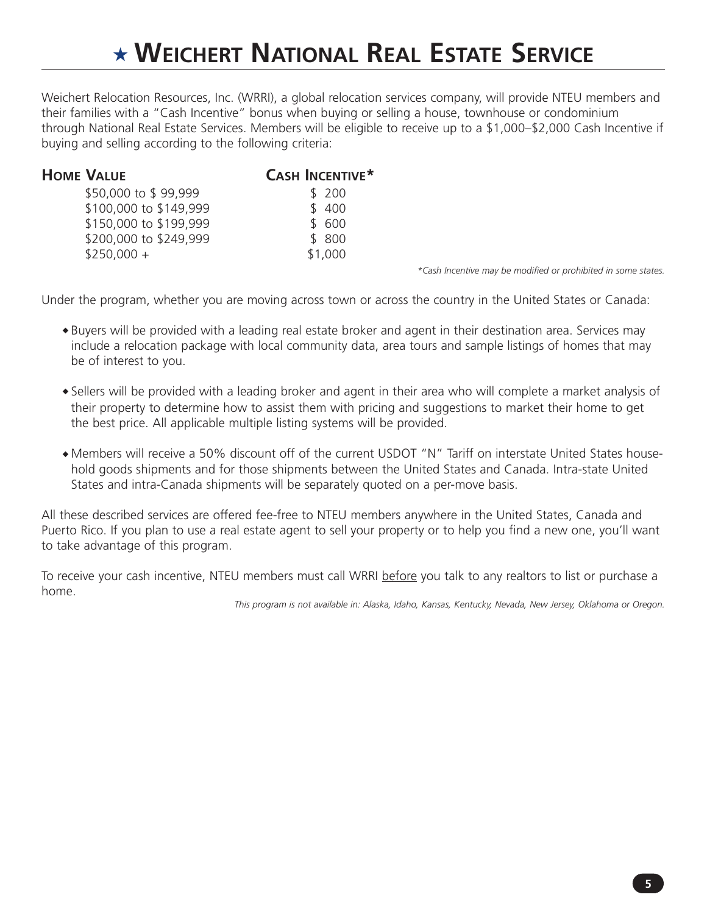# ★ Weichert National Real Estate Service

Weichert Relocation Resources, Inc. (WRRI), a global relocation services company, will provide NTEU members and their families with a "Cash Incentive" bonus when buying or selling a house, townhouse or condominium through National Real Estate Services. Members will be eligible to receive up to a $1,000–$2,000 Cash Incentive if buying and selling according to the following criteria:

| Home Value | Cash Incentive* |
|---|---|
| $50,000 to $ 99,999 | $ 200 |
| $100,000 to $149,999 | $ 400 |
| $150,000 to $199,999 | $ 600 |
| $200,000 to $249,999 | $ 800 |
| $250,000 + | $1,000 |

*\*Cash Incentive may be modified or prohibited in some states.*

Under the program, whether you are moving across town or across the country in the United States or Canada:

- Buyers will be provided with a leading real estate broker and agent in their destination area. Services may include a relocation package with local community data, area tours and sample listings of homes that may be of interest to you.
- Sellers will be provided with a leading broker and agent in their area who will complete a market analysis of their property to determine how to assist them with pricing and suggestions to market their home to get the best price. All applicable multiple listing systems will be provided.
- Members will receive a 50% discount off of the current USDOT "N" Tariff on interstate United States household goods shipments and for those shipments between the United States and Canada. Intra-state United States and intra-Canada shipments will be separately quoted on a per-move basis.

All these described services are offered fee-free to NTEU members anywhere in the United States, Canada and Puerto Rico. If you plan to use a real estate agent to sell your property or to help you find a new one, you'll want to take advantage of this program.

To receive your cash incentive, NTEU members must call WRRI before you talk to any realtors to list or purchase a home.

*This program is not available in: Alaska, Idaho, Kansas, Kentucky, Nevada, New Jersey, Oklahoma or Oregon.*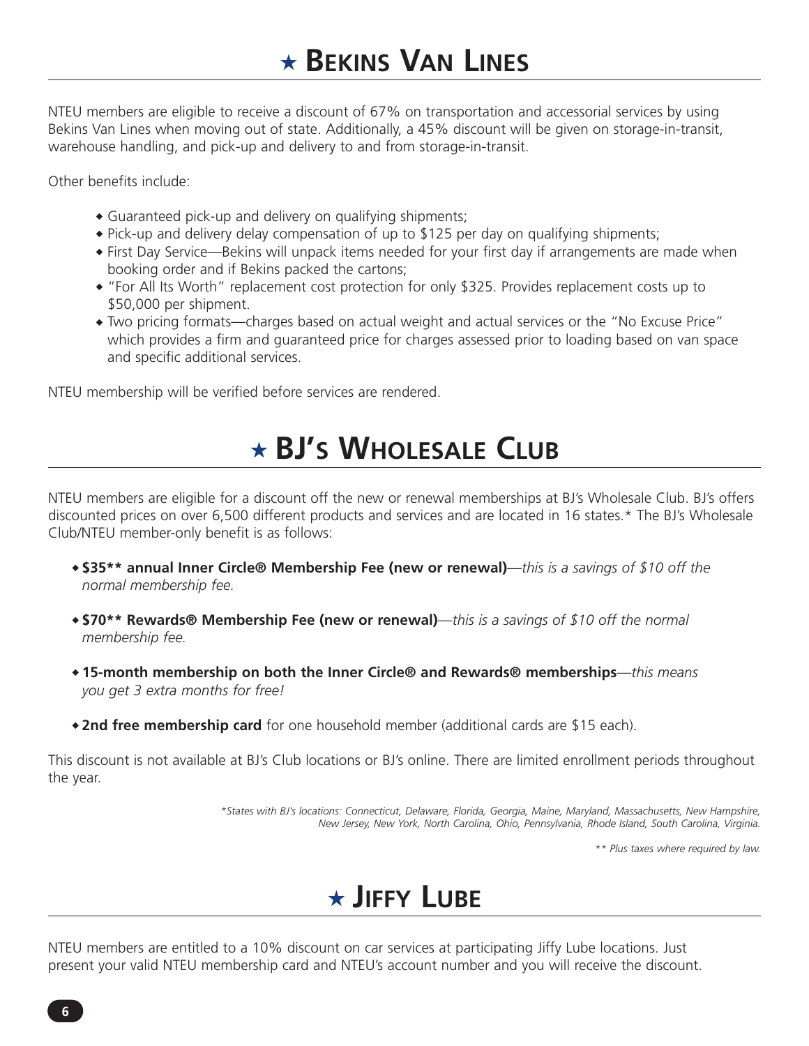# ★ Bekins Van Lines

NTEU members are eligible to receive a discount of 67% on transportation and accessorial services by using Bekins Van Lines when moving out of state. Additionally, a 45% discount will be given on storage-in-transit, warehouse handling, and pick-up and delivery to and from storage-in-transit.

Other benefits include:

- Guaranteed pick-up and delivery on qualifying shipments;
- Pick-up and delivery delay compensation of up to $125 per day on qualifying shipments;
- First Day Service—Bekins will unpack items needed for your first day if arrangements are made when booking order and if Bekins packed the cartons;
- "For All Its Worth" replacement cost protection for only $325. Provides replacement costs up to $50,000 per shipment.
- Two pricing formats—charges based on actual weight and actual services or the "No Excuse Price" which provides a firm and guaranteed price for charges assessed prior to loading based on van space and specific additional services.

NTEU membership will be verified before services are rendered.

# ★ BJ's Wholesale Club

NTEU members are eligible for a discount off the new or renewal memberships at BJ's Wholesale Club. BJ's offers discounted prices on over 6,500 different products and services and are located in 16 states.* The BJ's Wholesale Club/NTEU member-only benefit is as follows:

- **$35** annual Inner Circle® Membership Fee (new or renewal)**—*this is a savings of $10 off the normal membership fee.*
- **$70** Rewards® Membership Fee (new or renewal)**—*this is a savings of $10 off the normal membership fee.*
- **15-month membership on both the Inner Circle® and Rewards® memberships**—*this means you get 3 extra months for free!*
- **2nd free membership card** for one household member (additional cards are $15 each).

This discount is not available at BJ's Club locations or BJ's online. There are limited enrollment periods throughout the year.

*\*States with BJ's locations: Connecticut, Delaware, Florida, Georgia, Maine, Maryland, Massachusetts, New Hampshire, New Jersey, New York, North Carolina, Ohio, Pennsylvania, Rhode Island, South Carolina, Virginia.*

*\*\* Plus taxes where required by law.*

# ★ Jiffy Lube

NTEU members are entitled to a 10% discount on car services at participating Jiffy Lube locations. Just present your valid NTEU membership card and NTEU's account number and you will receive the discount.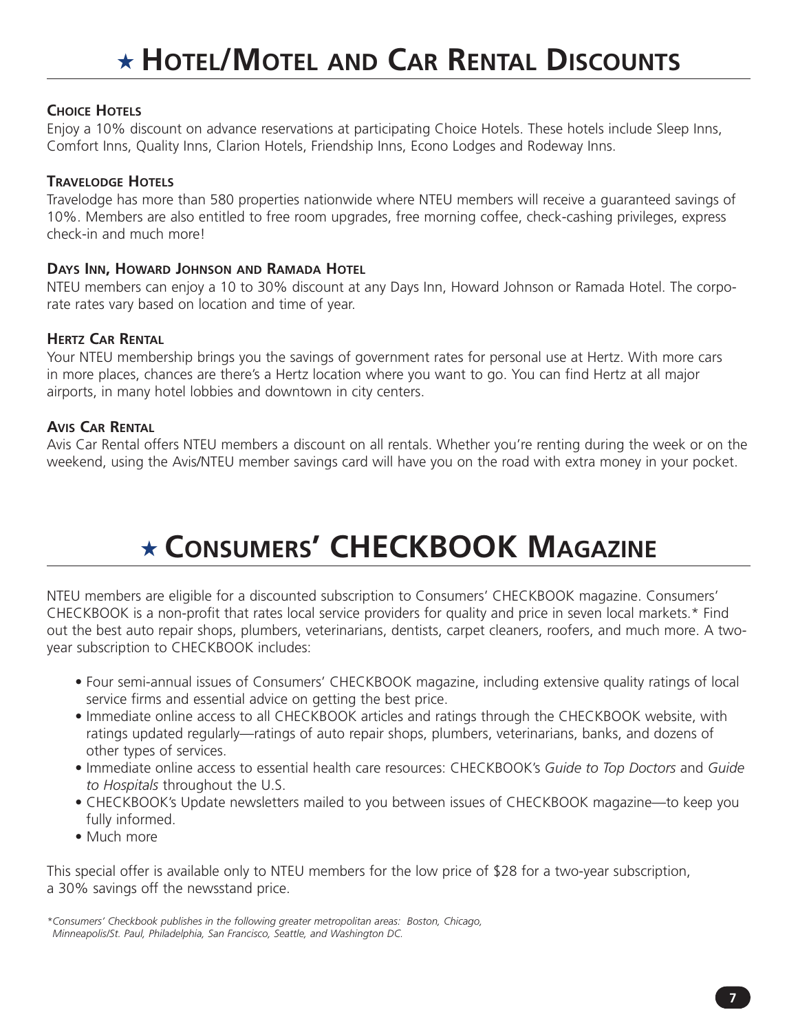# ★ Hotel/Motel and Car Rental Discounts

### Choice Hotels

Enjoy a 10% discount on advance reservations at participating Choice Hotels. These hotels include Sleep Inns, Comfort Inns, Quality Inns, Clarion Hotels, Friendship Inns, Econo Lodges and Rodeway Inns.

### Travelodge Hotels

Travelodge has more than 580 properties nationwide where NTEU members will receive a guaranteed savings of 10%. Members are also entitled to free room upgrades, free morning coffee, check-cashing privileges, express check-in and much more!

### Days Inn, Howard Johnson and Ramada Hotel

NTEU members can enjoy a 10 to 30% discount at any Days Inn, Howard Johnson or Ramada Hotel. The corporate rates vary based on location and time of year.

### Hertz Car Rental

Your NTEU membership brings you the savings of government rates for personal use at Hertz. With more cars in more places, chances are there's a Hertz location where you want to go. You can find Hertz at all major airports, in many hotel lobbies and downtown in city centers.

### Avis Car Rental

Avis Car Rental offers NTEU members a discount on all rentals. Whether you're renting during the week or on the weekend, using the Avis/NTEU member savings card will have you on the road with extra money in your pocket.

# ★ Consumers' CHECKBOOK Magazine

NTEU members are eligible for a discounted subscription to Consumers' CHECKBOOK magazine. Consumers' CHECKBOOK is a non-profit that rates local service providers for quality and price in seven local markets.* Find out the best auto repair shops, plumbers, veterinarians, dentists, carpet cleaners, roofers, and much more. A two-year subscription to CHECKBOOK includes:

- Four semi-annual issues of Consumers' CHECKBOOK magazine, including extensive quality ratings of local service firms and essential advice on getting the best price.
- Immediate online access to all CHECKBOOK articles and ratings through the CHECKBOOK website, with ratings updated regularly—ratings of auto repair shops, plumbers, veterinarians, banks, and dozens of other types of services.
- Immediate online access to essential health care resources: CHECKBOOK's *Guide to Top Doctors* and *Guide to Hospitals* throughout the U.S.
- CHECKBOOK's Update newsletters mailed to you between issues of CHECKBOOK magazine—to keep you fully informed.
- Much more

This special offer is available only to NTEU members for the low price of $28 for a two-year subscription, a 30% savings off the newsstand price.

*\*Consumers' Checkbook publishes in the following greater metropolitan areas: Boston, Chicago, Minneapolis/St. Paul, Philadelphia, San Francisco, Seattle, and Washington DC.*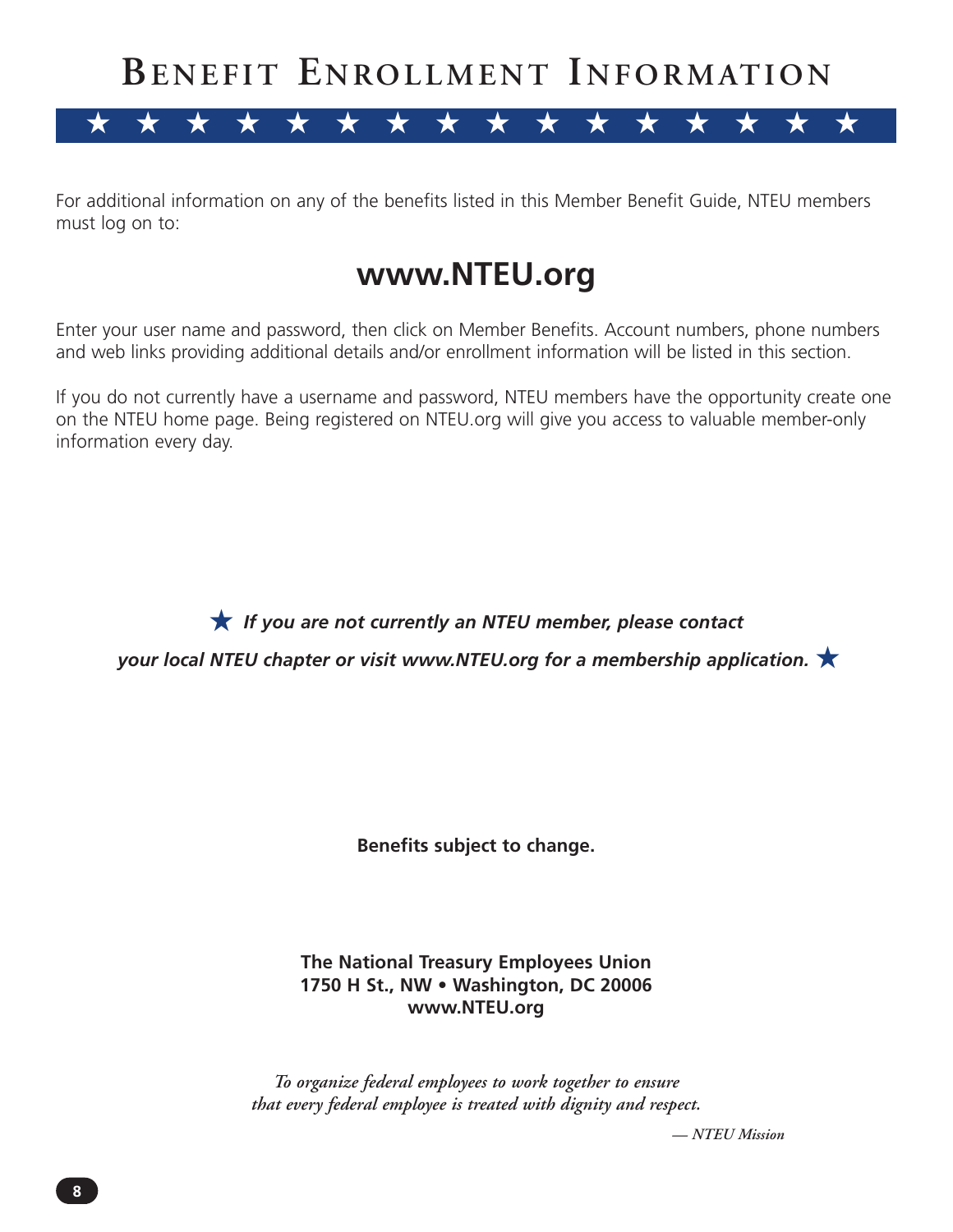# Benefit Enrollment Information

For additional information on any of the benefits listed in this Member Benefit Guide, NTEU members must log on to:

## www.NTEU.org

Enter your user name and password, then click on Member Benefits. Account numbers, phone numbers and web links providing additional details and/or enrollment information will be listed in this section.

If you do not currently have a username and password, NTEU members have the opportunity create one on the NTEU home page. Being registered on NTEU.org will give you access to valuable member-only information every day.

★ ***If you are not currently an NTEU member, please contact your local NTEU chapter or visit www.NTEU.org for a membership application.*** ★

**Benefits subject to change.**

**The National Treasury Employees Union**
**1750 H St., NW • Washington, DC 20006**
**www.NTEU.org**

*To organize federal employees to work together to ensure that every federal employee is treated with dignity and respect.*

*— NTEU Mission*